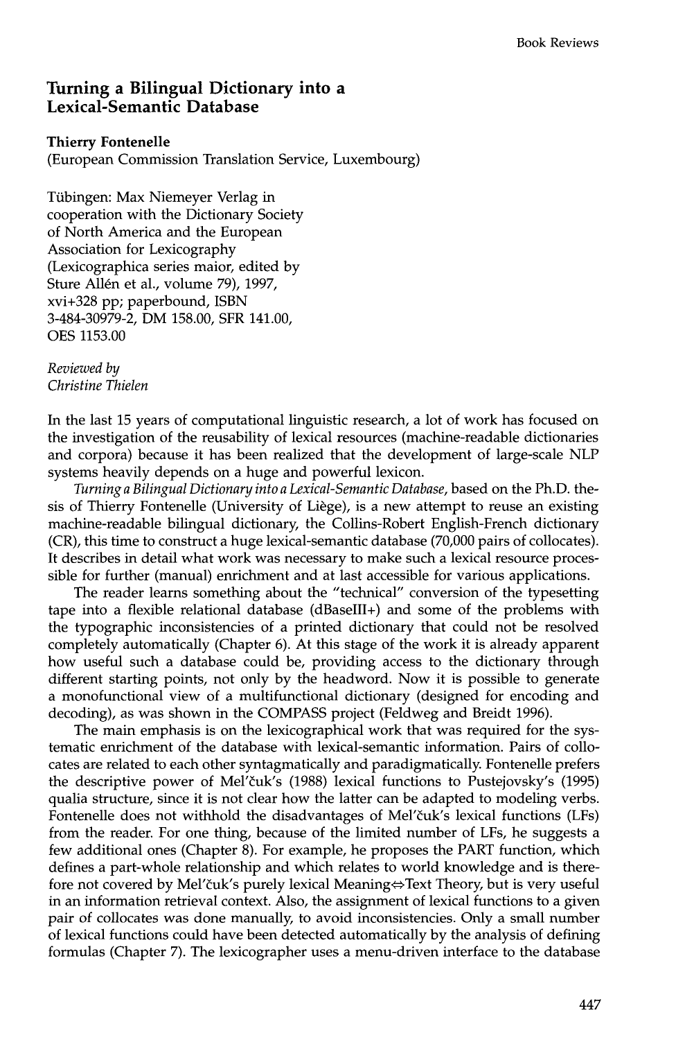# Turning a Bilingual Dictionary into a Lexical-Semantic Database

**Thierry Fontenelle**
(European Commission Translation Service, Luxembourg)

Tübingen: Max Niemeyer Verlag in cooperation with the Dictionary Society of North America and the European Association for Lexicography (Lexicographica series maior, edited by Sture Allén et al., volume 79), 1997, xvi+328 pp; paperbound, ISBN 3-484-30979-2, DM 158.00, SFR 141.00, OES 1153.00

*Reviewed by*
*Christine Thielen*

In the last 15 years of computational linguistic research, a lot of work has focused on the investigation of the reusability of lexical resources (machine-readable dictionaries and corpora) because it has been realized that the development of large-scale NLP systems heavily depends on a huge and powerful lexicon.

*Turning a Bilingual Dictionary into a Lexical-Semantic Database*, based on the Ph.D. thesis of Thierry Fontenelle (University of Liège), is a new attempt to reuse an existing machine-readable bilingual dictionary, the Collins-Robert English-French dictionary (CR), this time to construct a huge lexical-semantic database (70,000 pairs of collocates). It describes in detail what work was necessary to make such a lexical resource processible for further (manual) enrichment and at last accessible for various applications.

The reader learns something about the "technical" conversion of the typesetting tape into a flexible relational database (dBaseIII+) and some of the problems with the typographic inconsistencies of a printed dictionary that could not be resolved completely automatically (Chapter 6). At this stage of the work it is already apparent how useful such a database could be, providing access to the dictionary through different starting points, not only by the headword. Now it is possible to generate a monofunctional view of a multifunctional dictionary (designed for encoding and decoding), as was shown in the COMPASS project (Feldweg and Breidt 1996).

The main emphasis is on the lexicographical work that was required for the systematic enrichment of the database with lexical-semantic information. Pairs of collocates are related to each other syntagmatically and paradigmatically. Fontenelle prefers the descriptive power of Mel'čuk's (1988) lexical functions to Pustejovsky's (1995) qualia structure, since it is not clear how the latter can be adapted to modeling verbs. Fontenelle does not withhold the disadvantages of Mel'čuk's lexical functions (LFs) from the reader. For one thing, because of the limited number of LFs, he suggests a few additional ones (Chapter 8). For example, he proposes the PART function, which defines a part-whole relationship and which relates to world knowledge and is therefore not covered by Mel'čuk's purely lexical Meaning⇔Text Theory, but is very useful in an information retrieval context. Also, the assignment of lexical functions to a given pair of collocates was done manually, to avoid inconsistencies. Only a small number of lexical functions could have been detected automatically by the analysis of defining formulas (Chapter 7). The lexicographer uses a menu-driven interface to the database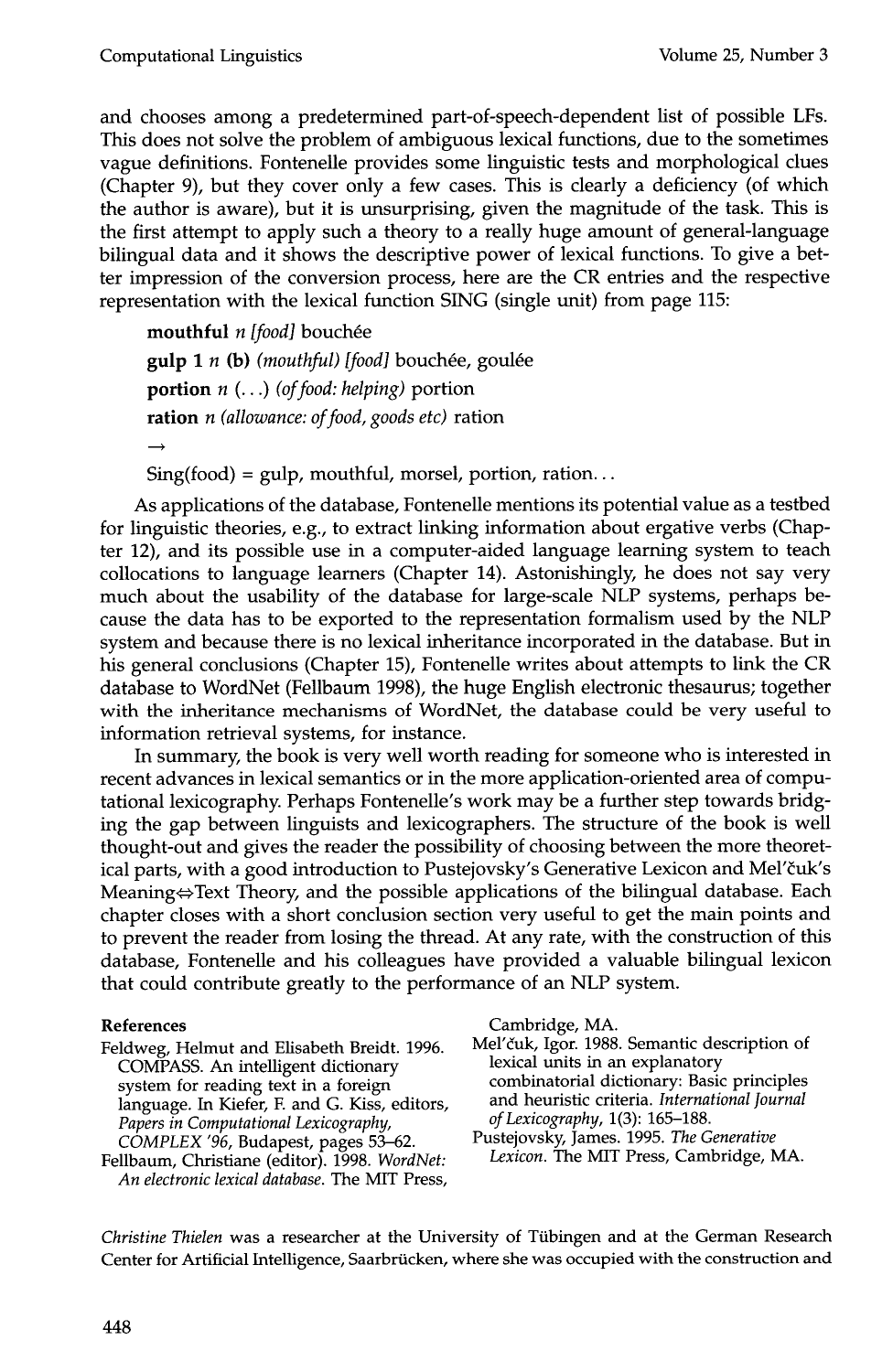and chooses among a predetermined part-of-speech-dependent list of possible LFs. This does not solve the problem of ambiguous lexical functions, due to the sometimes vague definitions. Fontenelle provides some linguistic tests and morphological clues (Chapter 9), but they cover only a few cases. This is clearly a deficiency (of which the author is aware), but it is unsurprising, given the magnitude of the task. This is the first attempt to apply such a theory to a really huge amount of general-language bilingual data and it shows the descriptive power of lexical functions. To give a better impression of the conversion process, here are the CR entries and the respective representation with the lexical function SING (single unit) from page 115:

> **mouthful** *n [food]* bouchée
>
> **gulp 1** *n* **(b)** *(mouthful) [food]* bouchée, goulée
>
> **portion** *n* (...) *(of food: helping)* portion
>
> **ration** *n (allowance: of food, goods etc)* ration
>
> →
>
> Sing(food) = gulp, mouthful, morsel, portion, ration...

As applications of the database, Fontenelle mentions its potential value as a testbed for linguistic theories, e.g., to extract linking information about ergative verbs (Chapter 12), and its possible use in a computer-aided language learning system to teach collocations to language learners (Chapter 14). Astonishingly, he does not say very much about the usability of the database for large-scale NLP systems, perhaps because the data has to be exported to the representation formalism used by the NLP system and because there is no lexical inheritance incorporated in the database. But in his general conclusions (Chapter 15), Fontenelle writes about attempts to link the CR database to WordNet (Fellbaum 1998), the huge English electronic thesaurus; together with the inheritance mechanisms of WordNet, the database could be very useful to information retrieval systems, for instance.

In summary, the book is very well worth reading for someone who is interested in recent advances in lexical semantics or in the more application-oriented area of computational lexicography. Perhaps Fontenelle's work may be a further step towards bridging the gap between linguists and lexicographers. The structure of the book is well thought-out and gives the reader the possibility of choosing between the more theoretical parts, with a good introduction to Pustejovsky's Generative Lexicon and Mel'čuk's Meaning⇔Text Theory, and the possible applications of the bilingual database. Each chapter closes with a short conclusion section very useful to get the main points and to prevent the reader from losing the thread. At any rate, with the construction of this database, Fontenelle and his colleagues have provided a valuable bilingual lexicon that could contribute greatly to the performance of an NLP system.

## References

Feldweg, Helmut and Elisabeth Breidt. 1996. COMPASS. An intelligent dictionary system for reading text in a foreign language. In Kiefer, F. and G. Kiss, editors, *Papers in Computational Lexicography, COMPLEX '96*, Budapest, pages 53–62.

Fellbaum, Christiane (editor). 1998. *WordNet: An electronic lexical database*. The MIT Press, Cambridge, MA.

Mel'čuk, Igor. 1988. Semantic description of lexical units in an explanatory combinatorial dictionary: Basic principles and heuristic criteria. *International Journal of Lexicography*, 1(3): 165–188.

Pustejovsky, James. 1995. *The Generative Lexicon*. The MIT Press, Cambridge, MA.

*Christine Thielen* was a researcher at the University of Tübingen and at the German Research Center for Artificial Intelligence, Saarbrücken, where she was occupied with the construction and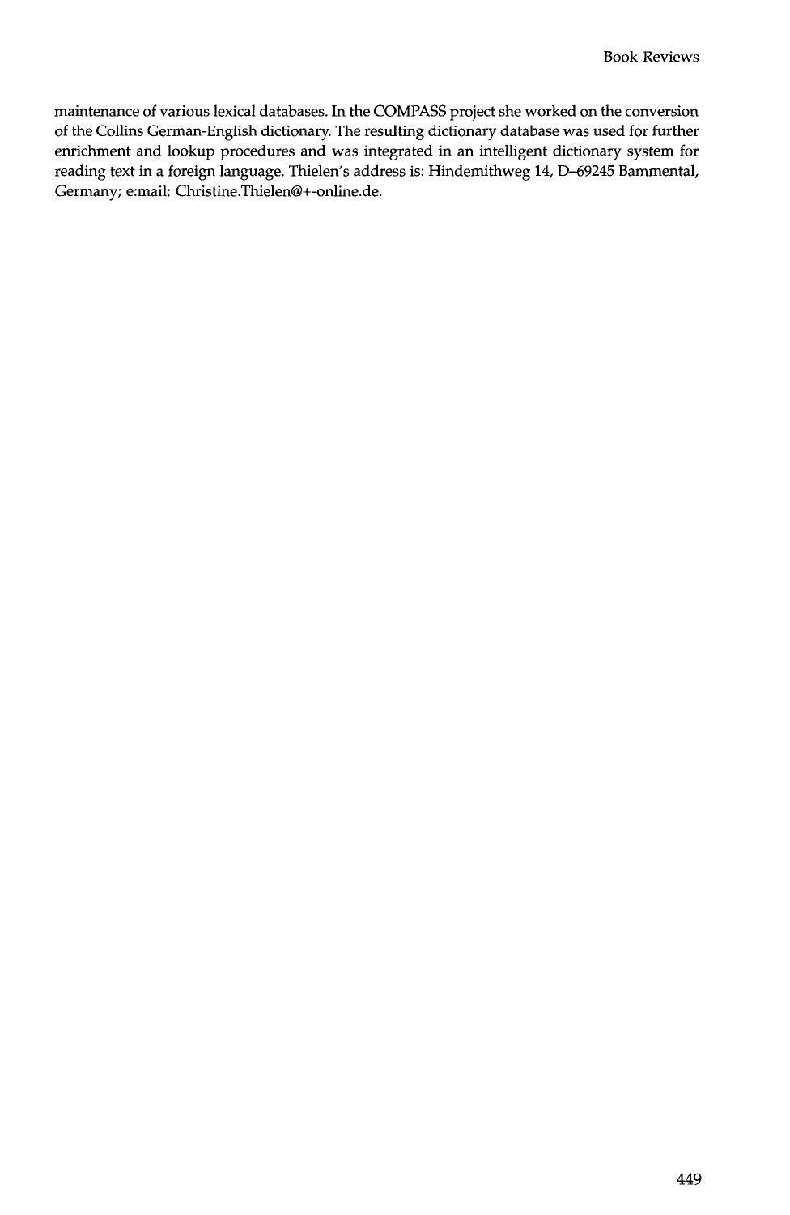maintenance of various lexical databases. In the COMPASS project she worked on the conversion of the Collins German-English dictionary. The resulting dictionary database was used for further enrichment and lookup procedures and was integrated in an intelligent dictionary system for reading text in a foreign language. Thielen's address is: Hindemithweg 14, D–69245 Bammental, Germany; e:mail: Christine.Thielen@+-online.de.